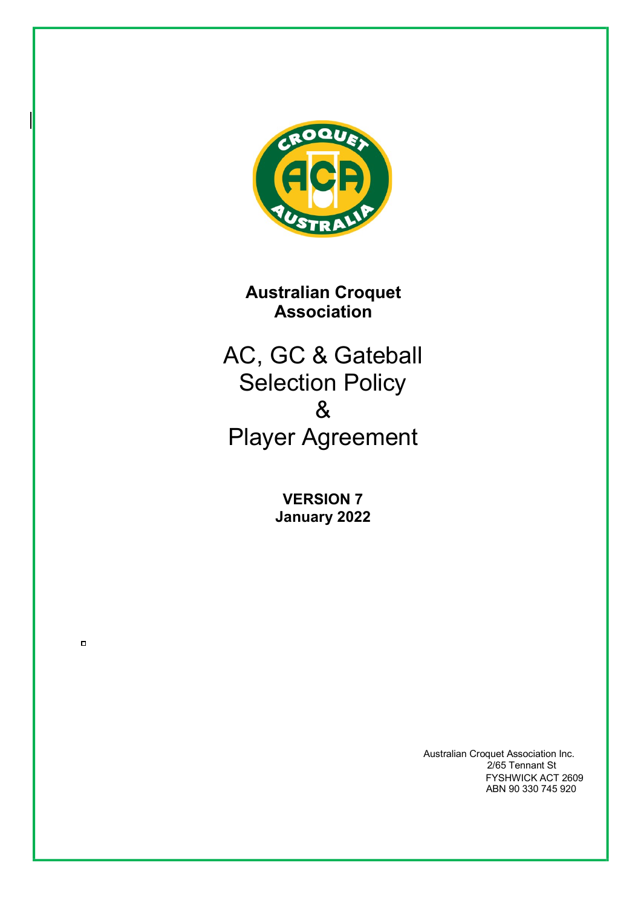**Australian Croquet Association**

# AC, GC & Gateball Selection Policy & Player Agreement

**VERSION 7**
**January 2022**

Australian Croquet Association Inc.
2/65 Tennant St
FYSHWICK ACT 2609
ABN 90 330 745 920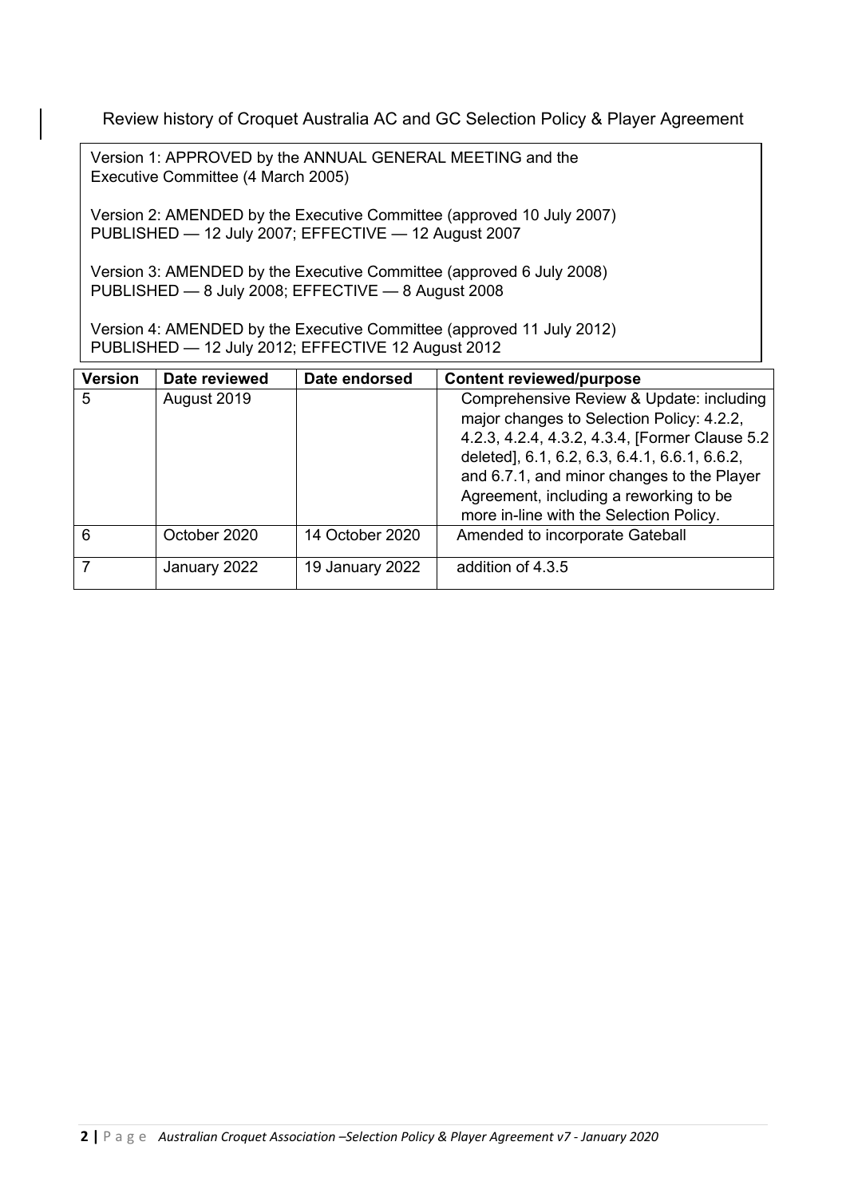Review history of Croquet Australia AC and GC Selection Policy & Player Agreement

Version 1: APPROVED by the ANNUAL GENERAL MEETING and the Executive Committee (4 March 2005)

Version 2: AMENDED by the Executive Committee (approved 10 July 2007)
PUBLISHED — 12 July 2007; EFFECTIVE — 12 August 2007

Version 3: AMENDED by the Executive Committee (approved 6 July 2008)
PUBLISHED — 8 July 2008; EFFECTIVE — 8 August 2008

Version 4: AMENDED by the Executive Committee (approved 11 July 2012)
PUBLISHED — 12 July 2012; EFFECTIVE 12 August 2012

| Version | Date reviewed | Date endorsed | Content reviewed/purpose |
|---|---|---|---|
| 5 | August 2019 | | Comprehensive Review & Update: including major changes to Selection Policy: 4.2.2, 4.2.3, 4.2.4, 4.3.2, 4.3.4, [Former Clause 5.2 deleted], 6.1, 6.2, 6.3, 6.4.1, 6.6.1, 6.6.2, and 6.7.1, and minor changes to the Player Agreement, including a reworking to be more in-line with the Selection Policy. |
| 6 | October 2020 | 14 October 2020 | Amended to incorporate Gateball |
| 7 | January 2022 | 19 January 2022 | addition of 4.3.5 |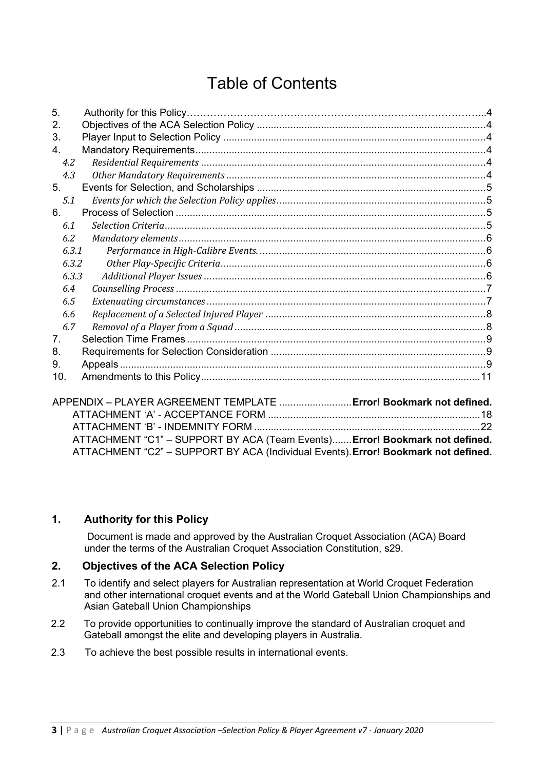# Table of Contents

| | | |
|---|---|---|
| 5. | Authority for this Policy…………………………………………………………………………….. | 4 |
| 2. | Objectives of the ACA Selection Policy | 4 |
| 3. | Player Input to Selection Policy | 4 |
| 4. | Mandatory Requirements | 4 |
| *4.2* | *Residential Requirements* | 4 |
| *4.3* | *Other Mandatory Requirements* | 4 |
| 5. | Events for Selection, and Scholarships | 5 |
| *5.1* | *Events for which the Selection Policy applies* | 5 |
| 6. | Process of Selection | 5 |
| *6.1* | *Selection Criteria* | 5 |
| *6.2* | *Mandatory elements* | 6 |
| *6.3.1* | *Performance in High-Calibre Events.* | 6 |
| *6.3.2* | *Other Play-Specific Criteria* | 6 |
| *6.3.3* | *Additional Player Issues* | 6 |
| *6.4* | *Counselling Process* | 7 |
| *6.5* | *Extenuating circumstances* | 7 |
| *6.6* | *Replacement of a Selected Injured Player* | 8 |
| *6.7* | *Removal of a Player from a Squad* | 8 |
| 7. | Selection Time Frames | 9 |
| 8. | Requirements for Selection Consideration | 9 |
| 9. | Appeals | 9 |
| 10. | Amendments to this Policy | 11 |

APPENDIX – PLAYER AGREEMENT TEMPLATE .......................... **Error! Bookmark not defined.**

ATTACHMENT 'A' - ACCEPTANCE FORM ........................................................................... 18

ATTACHMENT 'B' - INDEMNITY FORM ................................................................................ 22

ATTACHMENT "C1" – SUPPORT BY ACA (Team Events)....... **Error! Bookmark not defined.**

ATTACHMENT "C2" – SUPPORT BY ACA (Individual Events). **Error! Bookmark not defined.**

## 1. Authority for this Policy

Document is made and approved by the Australian Croquet Association (ACA) Board under the terms of the Australian Croquet Association Constitution, s29.

## 2. Objectives of the ACA Selection Policy

2.1 To identify and select players for Australian representation at World Croquet Federation and other international croquet events and at the World Gateball Union Championships and Asian Gateball Union Championships

2.2 To provide opportunities to continually improve the standard of Australian croquet and Gateball amongst the elite and developing players in Australia.

2.3 To achieve the best possible results in international events.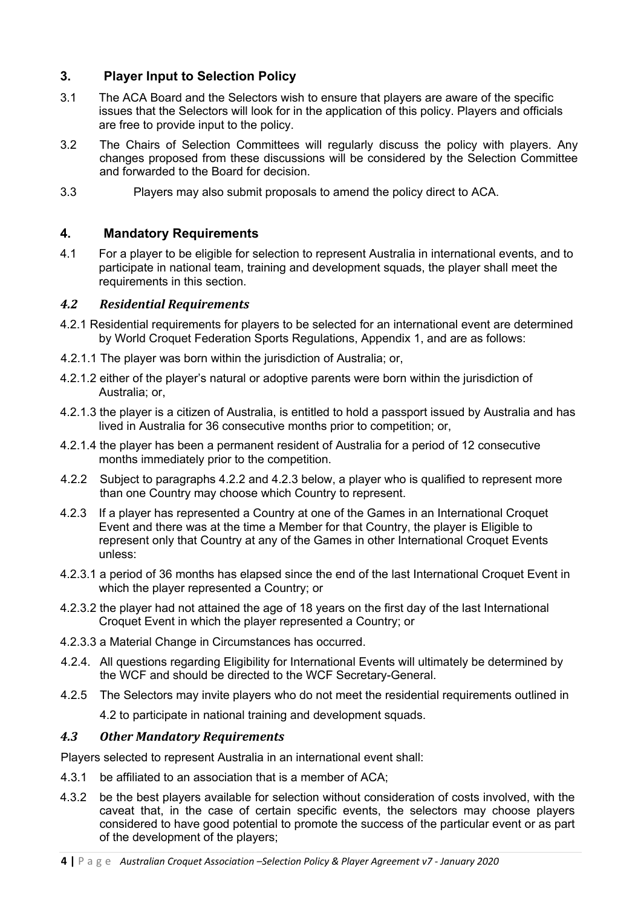## 3. Player Input to Selection Policy

3.1 The ACA Board and the Selectors wish to ensure that players are aware of the specific issues that the Selectors will look for in the application of this policy. Players and officials are free to provide input to the policy.

3.2 The Chairs of Selection Committees will regularly discuss the policy with players. Any changes proposed from these discussions will be considered by the Selection Committee and forwarded to the Board for decision.

3.3 Players may also submit proposals to amend the policy direct to ACA.

## 4. Mandatory Requirements

4.1 For a player to be eligible for selection to represent Australia in international events, and to participate in national team, training and development squads, the player shall meet the requirements in this section.

### *4.2 Residential Requirements*

4.2.1 Residential requirements for players to be selected for an international event are determined by World Croquet Federation Sports Regulations, Appendix 1, and are as follows:

4.2.1.1 The player was born within the jurisdiction of Australia; or,

4.2.1.2 either of the player's natural or adoptive parents were born within the jurisdiction of Australia; or,

4.2.1.3 the player is a citizen of Australia, is entitled to hold a passport issued by Australia and has lived in Australia for 36 consecutive months prior to competition; or,

4.2.1.4 the player has been a permanent resident of Australia for a period of 12 consecutive months immediately prior to the competition.

4.2.2 Subject to paragraphs 4.2.2 and 4.2.3 below, a player who is qualified to represent more than one Country may choose which Country to represent.

4.2.3 If a player has represented a Country at one of the Games in an International Croquet Event and there was at the time a Member for that Country, the player is Eligible to represent only that Country at any of the Games in other International Croquet Events unless:

4.2.3.1 a period of 36 months has elapsed since the end of the last International Croquet Event in which the player represented a Country; or

4.2.3.2 the player had not attained the age of 18 years on the first day of the last International Croquet Event in which the player represented a Country; or

4.2.3.3 a Material Change in Circumstances has occurred.

4.2.4. All questions regarding Eligibility for International Events will ultimately be determined by the WCF and should be directed to the WCF Secretary-General.

4.2.5 The Selectors may invite players who do not meet the residential requirements outlined in 4.2 to participate in national training and development squads.

### *4.3 Other Mandatory Requirements*

Players selected to represent Australia in an international event shall:

4.3.1 be affiliated to an association that is a member of ACA;

4.3.2 be the best players available for selection without consideration of costs involved, with the caveat that, in the case of certain specific events, the selectors may choose players considered to have good potential to promote the success of the particular event or as part of the development of the players;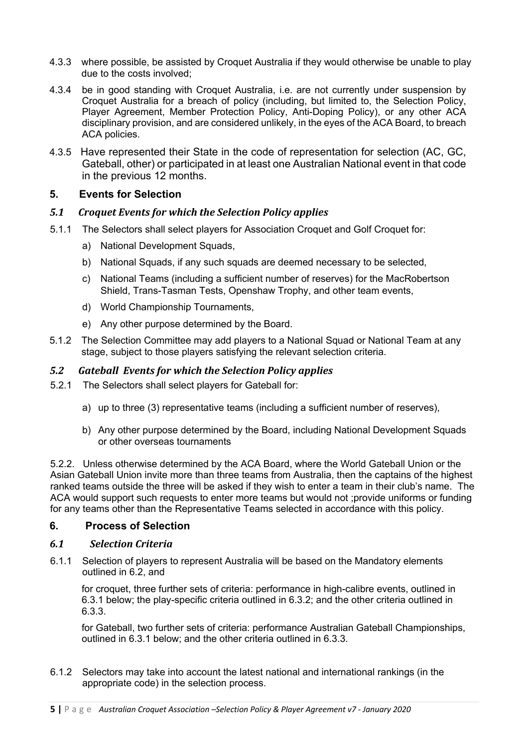4.3.3 where possible, be assisted by Croquet Australia if they would otherwise be unable to play due to the costs involved;

4.3.4 be in good standing with Croquet Australia, i.e. are not currently under suspension by Croquet Australia for a breach of policy (including, but limited to, the Selection Policy, Player Agreement, Member Protection Policy, Anti-Doping Policy), or any other ACA disciplinary provision, and are considered unlikely, in the eyes of the ACA Board, to breach ACA policies.

4.3.5 Have represented their State in the code of representation for selection (AC, GC, Gateball, other) or participated in at least one Australian National event in that code in the previous 12 months.

## 5. Events for Selection

### *5.1 Croquet Events for which the Selection Policy applies*

5.1.1 The Selectors shall select players for Association Croquet and Golf Croquet for:

a) National Development Squads,

b) National Squads, if any such squads are deemed necessary to be selected,

c) National Teams (including a sufficient number of reserves) for the MacRobertson Shield, Trans-Tasman Tests, Openshaw Trophy, and other team events,

d) World Championship Tournaments,

e) Any other purpose determined by the Board.

5.1.2 The Selection Committee may add players to a National Squad or National Team at any stage, subject to those players satisfying the relevant selection criteria.

### *5.2 Gateball Events for which the Selection Policy applies*

5.2.1 The Selectors shall select players for Gateball for:

a) up to three (3) representative teams (including a sufficient number of reserves),

b) Any other purpose determined by the Board, including National Development Squads or other overseas tournaments

5.2.2. Unless otherwise determined by the ACA Board, where the World Gateball Union or the Asian Gateball Union invite more than three teams from Australia, then the captains of the highest ranked teams outside the three will be asked if they wish to enter a team in their club's name. The ACA would support such requests to enter more teams but would not ;provide uniforms or funding for any teams other than the Representative Teams selected in accordance with this policy.

## 6. Process of Selection

### *6.1 Selection Criteria*

6.1.1 Selection of players to represent Australia will be based on the Mandatory elements outlined in 6.2, and

for croquet, three further sets of criteria: performance in high-calibre events, outlined in 6.3.1 below; the play-specific criteria outlined in 6.3.2; and the other criteria outlined in 6.3.3.

for Gateball, two further sets of criteria: performance Australian Gateball Championships, outlined in 6.3.1 below; and the other criteria outlined in 6.3.3.

6.1.2 Selectors may take into account the latest national and international rankings (in the appropriate code) in the selection process.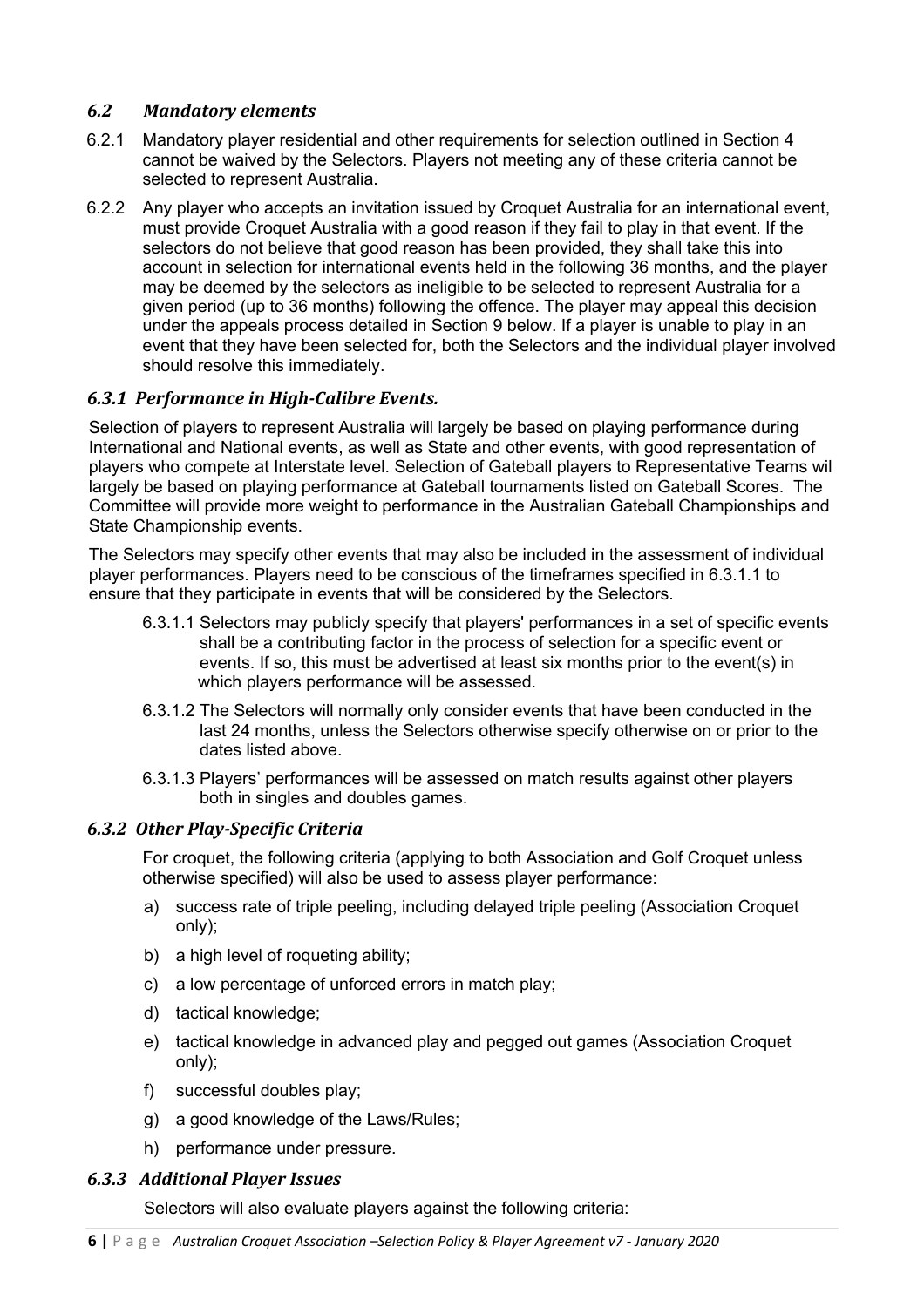### *6.2 Mandatory elements*

6.2.1 Mandatory player residential and other requirements for selection outlined in Section 4 cannot be waived by the Selectors. Players not meeting any of these criteria cannot be selected to represent Australia.

6.2.2 Any player who accepts an invitation issued by Croquet Australia for an international event, must provide Croquet Australia with a good reason if they fail to play in that event. If the selectors do not believe that good reason has been provided, they shall take this into account in selection for international events held in the following 36 months, and the player may be deemed by the selectors as ineligible to be selected to represent Australia for a given period (up to 36 months) following the offence. The player may appeal this decision under the appeals process detailed in Section 9 below. If a player is unable to play in an event that they have been selected for, both the Selectors and the individual player involved should resolve this immediately.

### *6.3.1 Performance in High-Calibre Events.*

Selection of players to represent Australia will largely be based on playing performance during International and National events, as well as State and other events, with good representation of players who compete at Interstate level. Selection of Gateball players to Representative Teams wil largely be based on playing performance at Gateball tournaments listed on Gateball Scores. The Committee will provide more weight to performance in the Australian Gateball Championships and State Championship events.

The Selectors may specify other events that may also be included in the assessment of individual player performances. Players need to be conscious of the timeframes specified in 6.3.1.1 to ensure that they participate in events that will be considered by the Selectors.

6.3.1.1 Selectors may publicly specify that players' performances in a set of specific events shall be a contributing factor in the process of selection for a specific event or events. If so, this must be advertised at least six months prior to the event(s) in which players performance will be assessed.

6.3.1.2 The Selectors will normally only consider events that have been conducted in the last 24 months, unless the Selectors otherwise specify otherwise on or prior to the dates listed above.

6.3.1.3 Players' performances will be assessed on match results against other players both in singles and doubles games.

### *6.3.2 Other Play-Specific Criteria*

For croquet, the following criteria (applying to both Association and Golf Croquet unless otherwise specified) will also be used to assess player performance:

a) success rate of triple peeling, including delayed triple peeling (Association Croquet only);

b) a high level of roqueting ability;

c) a low percentage of unforced errors in match play;

d) tactical knowledge;

e) tactical knowledge in advanced play and pegged out games (Association Croquet only);

f) successful doubles play;

g) a good knowledge of the Laws/Rules;

h) performance under pressure.

### *6.3.3 Additional Player Issues*

Selectors will also evaluate players against the following criteria: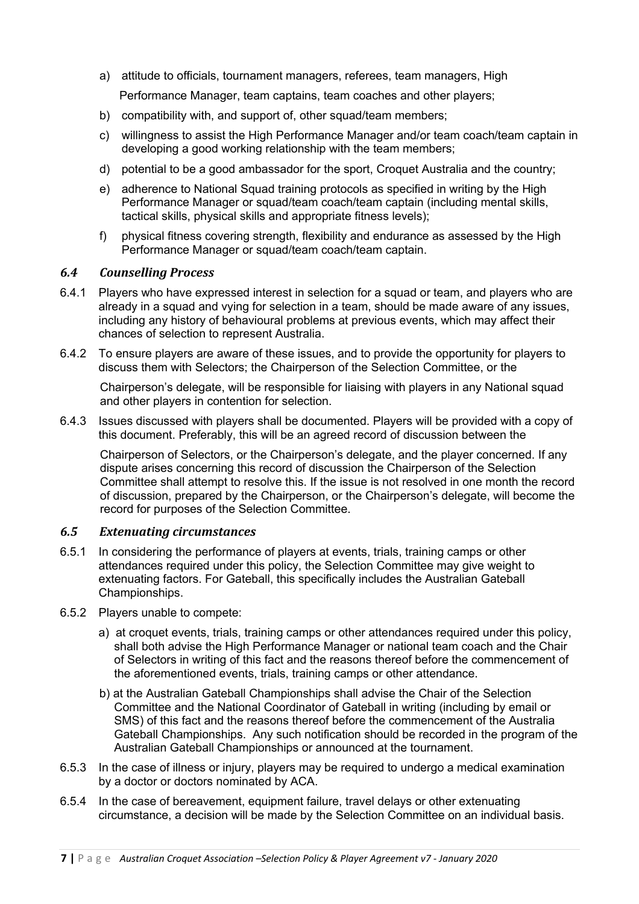a) attitude to officials, tournament managers, referees, team managers, High Performance Manager, team captains, team coaches and other players;

b) compatibility with, and support of, other squad/team members;

c) willingness to assist the High Performance Manager and/or team coach/team captain in developing a good working relationship with the team members;

d) potential to be a good ambassador for the sport, Croquet Australia and the country;

e) adherence to National Squad training protocols as specified in writing by the High Performance Manager or squad/team coach/team captain (including mental skills, tactical skills, physical skills and appropriate fitness levels);

f) physical fitness covering strength, flexibility and endurance as assessed by the High Performance Manager or squad/team coach/team captain.

### *6.4 Counselling Process*

6.4.1 Players who have expressed interest in selection for a squad or team, and players who are already in a squad and vying for selection in a team, should be made aware of any issues, including any history of behavioural problems at previous events, which may affect their chances of selection to represent Australia.

6.4.2 To ensure players are aware of these issues, and to provide the opportunity for players to discuss them with Selectors; the Chairperson of the Selection Committee, or the Chairperson's delegate, will be responsible for liaising with players in any National squad and other players in contention for selection.

6.4.3 Issues discussed with players shall be documented. Players will be provided with a copy of this document. Preferably, this will be an agreed record of discussion between the Chairperson of Selectors, or the Chairperson's delegate, and the player concerned. If any dispute arises concerning this record of discussion the Chairperson of the Selection Committee shall attempt to resolve this. If the issue is not resolved in one month the record of discussion, prepared by the Chairperson, or the Chairperson's delegate, will become the record for purposes of the Selection Committee.

### *6.5 Extenuating circumstances*

6.5.1 In considering the performance of players at events, trials, training camps or other attendances required under this policy, the Selection Committee may give weight to extenuating factors. For Gateball, this specifically includes the Australian Gateball Championships.

6.5.2 Players unable to compete:

a) at croquet events, trials, training camps or other attendances required under this policy, shall both advise the High Performance Manager or national team coach and the Chair of Selectors in writing of this fact and the reasons thereof before the commencement of the aforementioned events, trials, training camps or other attendance.

b) at the Australian Gateball Championships shall advise the Chair of the Selection Committee and the National Coordinator of Gateball in writing (including by email or SMS) of this fact and the reasons thereof before the commencement of the Australia Gateball Championships. Any such notification should be recorded in the program of the Australian Gateball Championships or announced at the tournament.

6.5.3 In the case of illness or injury, players may be required to undergo a medical examination by a doctor or doctors nominated by ACA.

6.5.4 In the case of bereavement, equipment failure, travel delays or other extenuating circumstance, a decision will be made by the Selection Committee on an individual basis.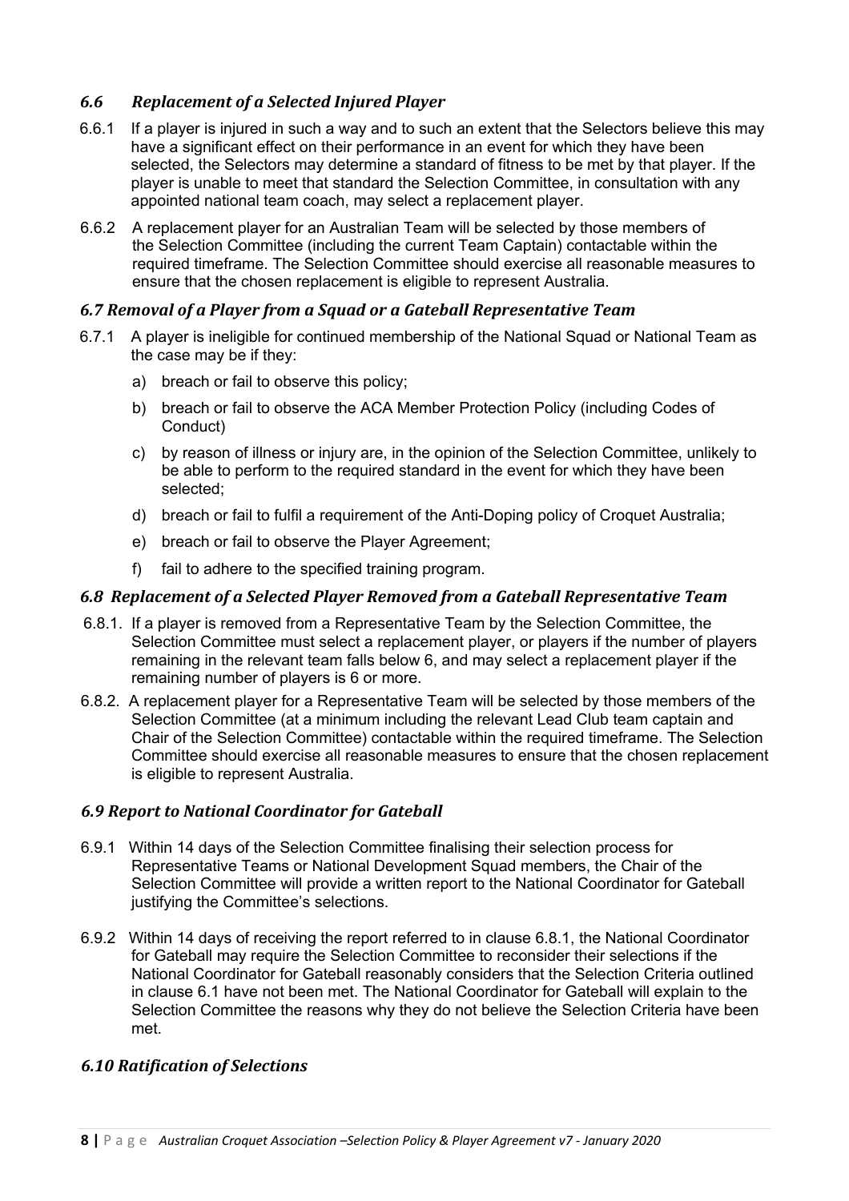### *6.6 Replacement of a Selected Injured Player*

6.6.1 If a player is injured in such a way and to such an extent that the Selectors believe this may have a significant effect on their performance in an event for which they have been selected, the Selectors may determine a standard of fitness to be met by that player. If the player is unable to meet that standard the Selection Committee, in consultation with any appointed national team coach, may select a replacement player.

6.6.2 A replacement player for an Australian Team will be selected by those members of the Selection Committee (including the current Team Captain) contactable within the required timeframe. The Selection Committee should exercise all reasonable measures to ensure that the chosen replacement is eligible to represent Australia.

### *6.7 Removal of a Player from a Squad or a Gateball Representative Team*

6.7.1 A player is ineligible for continued membership of the National Squad or National Team as the case may be if they:

a) breach or fail to observe this policy;

b) breach or fail to observe the ACA Member Protection Policy (including Codes of Conduct)

c) by reason of illness or injury are, in the opinion of the Selection Committee, unlikely to be able to perform to the required standard in the event for which they have been selected;

d) breach or fail to fulfil a requirement of the Anti-Doping policy of Croquet Australia;

e) breach or fail to observe the Player Agreement;

f) fail to adhere to the specified training program.

### *6.8 Replacement of a Selected Player Removed from a Gateball Representative Team*

6.8.1. If a player is removed from a Representative Team by the Selection Committee, the Selection Committee must select a replacement player, or players if the number of players remaining in the relevant team falls below 6, and may select a replacement player if the remaining number of players is 6 or more.

6.8.2. A replacement player for a Representative Team will be selected by those members of the Selection Committee (at a minimum including the relevant Lead Club team captain and Chair of the Selection Committee) contactable within the required timeframe. The Selection Committee should exercise all reasonable measures to ensure that the chosen replacement is eligible to represent Australia.

### *6.9 Report to National Coordinator for Gateball*

6.9.1 Within 14 days of the Selection Committee finalising their selection process for Representative Teams or National Development Squad members, the Chair of the Selection Committee will provide a written report to the National Coordinator for Gateball justifying the Committee's selections.

6.9.2 Within 14 days of receiving the report referred to in clause 6.8.1, the National Coordinator for Gateball may require the Selection Committee to reconsider their selections if the National Coordinator for Gateball reasonably considers that the Selection Criteria outlined in clause 6.1 have not been met. The National Coordinator for Gateball will explain to the Selection Committee the reasons why they do not believe the Selection Criteria have been met.

### *6.10 Ratification of Selections*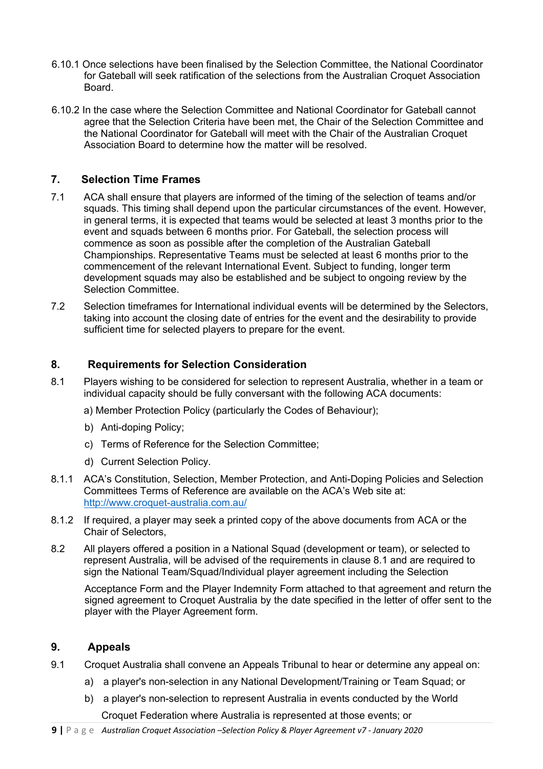6.10.1 Once selections have been finalised by the Selection Committee, the National Coordinator for Gateball will seek ratification of the selections from the Australian Croquet Association Board.

6.10.2 In the case where the Selection Committee and National Coordinator for Gateball cannot agree that the Selection Criteria have been met, the Chair of the Selection Committee and the National Coordinator for Gateball will meet with the Chair of the Australian Croquet Association Board to determine how the matter will be resolved.

## 7. Selection Time Frames

7.1 ACA shall ensure that players are informed of the timing of the selection of teams and/or squads. This timing shall depend upon the particular circumstances of the event. However, in general terms, it is expected that teams would be selected at least 3 months prior to the event and squads between 6 months prior. For Gateball, the selection process will commence as soon as possible after the completion of the Australian Gateball Championships. Representative Teams must be selected at least 6 months prior to the commencement of the relevant International Event. Subject to funding, longer term development squads may also be established and be subject to ongoing review by the Selection Committee.

7.2 Selection timeframes for International individual events will be determined by the Selectors, taking into account the closing date of entries for the event and the desirability to provide sufficient time for selected players to prepare for the event.

## 8. Requirements for Selection Consideration

8.1 Players wishing to be considered for selection to represent Australia, whether in a team or individual capacity should be fully conversant with the following ACA documents:

a) Member Protection Policy (particularly the Codes of Behaviour);

b) Anti-doping Policy;

c) Terms of Reference for the Selection Committee;

d) Current Selection Policy.

8.1.1 ACA's Constitution, Selection, Member Protection, and Anti-Doping Policies and Selection Committees Terms of Reference are available on the ACA's Web site at: http://www.croquet-australia.com.au/

8.1.2 If required, a player may seek a printed copy of the above documents from ACA or the Chair of Selectors,

8.2 All players offered a position in a National Squad (development or team), or selected to represent Australia, will be advised of the requirements in clause 8.1 and are required to sign the National Team/Squad/Individual player agreement including the Selection Acceptance Form and the Player Indemnity Form attached to that agreement and return the signed agreement to Croquet Australia by the date specified in the letter of offer sent to the player with the Player Agreement form.

## 9. Appeals

9.1 Croquet Australia shall convene an Appeals Tribunal to hear or determine any appeal on:

a) a player's non-selection in any National Development/Training or Team Squad; or

b) a player's non-selection to represent Australia in events conducted by the World Croquet Federation where Australia is represented at those events; or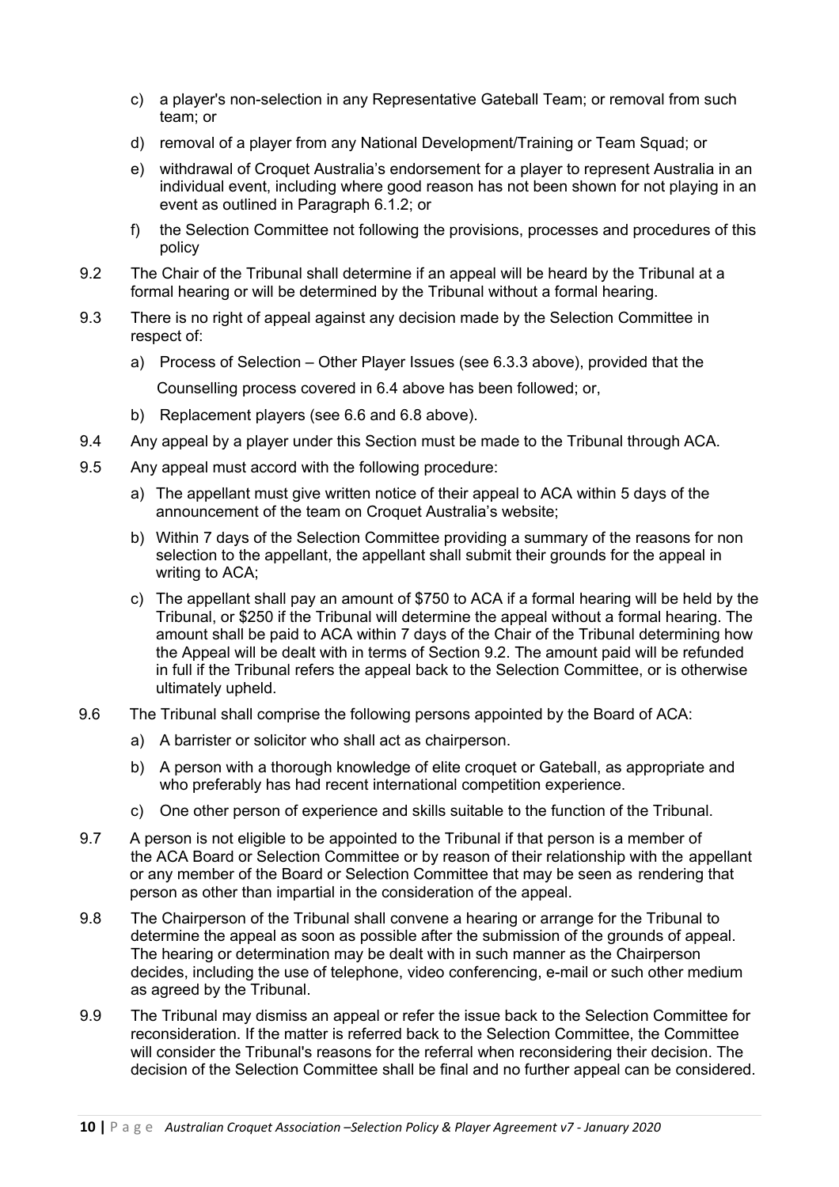c) a player's non-selection in any Representative Gateball Team; or removal from such team; or

d) removal of a player from any National Development/Training or Team Squad; or

e) withdrawal of Croquet Australia's endorsement for a player to represent Australia in an individual event, including where good reason has not been shown for not playing in an event as outlined in Paragraph 6.1.2; or

f) the Selection Committee not following the provisions, processes and procedures of this policy

9.2 The Chair of the Tribunal shall determine if an appeal will be heard by the Tribunal at a formal hearing or will be determined by the Tribunal without a formal hearing.

9.3 There is no right of appeal against any decision made by the Selection Committee in respect of:

a) Process of Selection – Other Player Issues (see 6.3.3 above), provided that the Counselling process covered in 6.4 above has been followed; or,

b) Replacement players (see 6.6 and 6.8 above).

9.4 Any appeal by a player under this Section must be made to the Tribunal through ACA.

9.5 Any appeal must accord with the following procedure:

a) The appellant must give written notice of their appeal to ACA within 5 days of the announcement of the team on Croquet Australia's website;

b) Within 7 days of the Selection Committee providing a summary of the reasons for non selection to the appellant, the appellant shall submit their grounds for the appeal in writing to ACA;

c) The appellant shall pay an amount of $750 to ACA if a formal hearing will be held by the Tribunal, or $250 if the Tribunal will determine the appeal without a formal hearing. The amount shall be paid to ACA within 7 days of the Chair of the Tribunal determining how the Appeal will be dealt with in terms of Section 9.2. The amount paid will be refunded in full if the Tribunal refers the appeal back to the Selection Committee, or is otherwise ultimately upheld.

9.6 The Tribunal shall comprise the following persons appointed by the Board of ACA:

a) A barrister or solicitor who shall act as chairperson.

b) A person with a thorough knowledge of elite croquet or Gateball, as appropriate and who preferably has had recent international competition experience.

c) One other person of experience and skills suitable to the function of the Tribunal.

9.7 A person is not eligible to be appointed to the Tribunal if that person is a member of the ACA Board or Selection Committee or by reason of their relationship with the appellant or any member of the Board or Selection Committee that may be seen as rendering that person as other than impartial in the consideration of the appeal.

9.8 The Chairperson of the Tribunal shall convene a hearing or arrange for the Tribunal to determine the appeal as soon as possible after the submission of the grounds of appeal. The hearing or determination may be dealt with in such manner as the Chairperson decides, including the use of telephone, video conferencing, e-mail or such other medium as agreed by the Tribunal.

9.9 The Tribunal may dismiss an appeal or refer the issue back to the Selection Committee for reconsideration. If the matter is referred back to the Selection Committee, the Committee will consider the Tribunal's reasons for the referral when reconsidering their decision. The decision of the Selection Committee shall be final and no further appeal can be considered.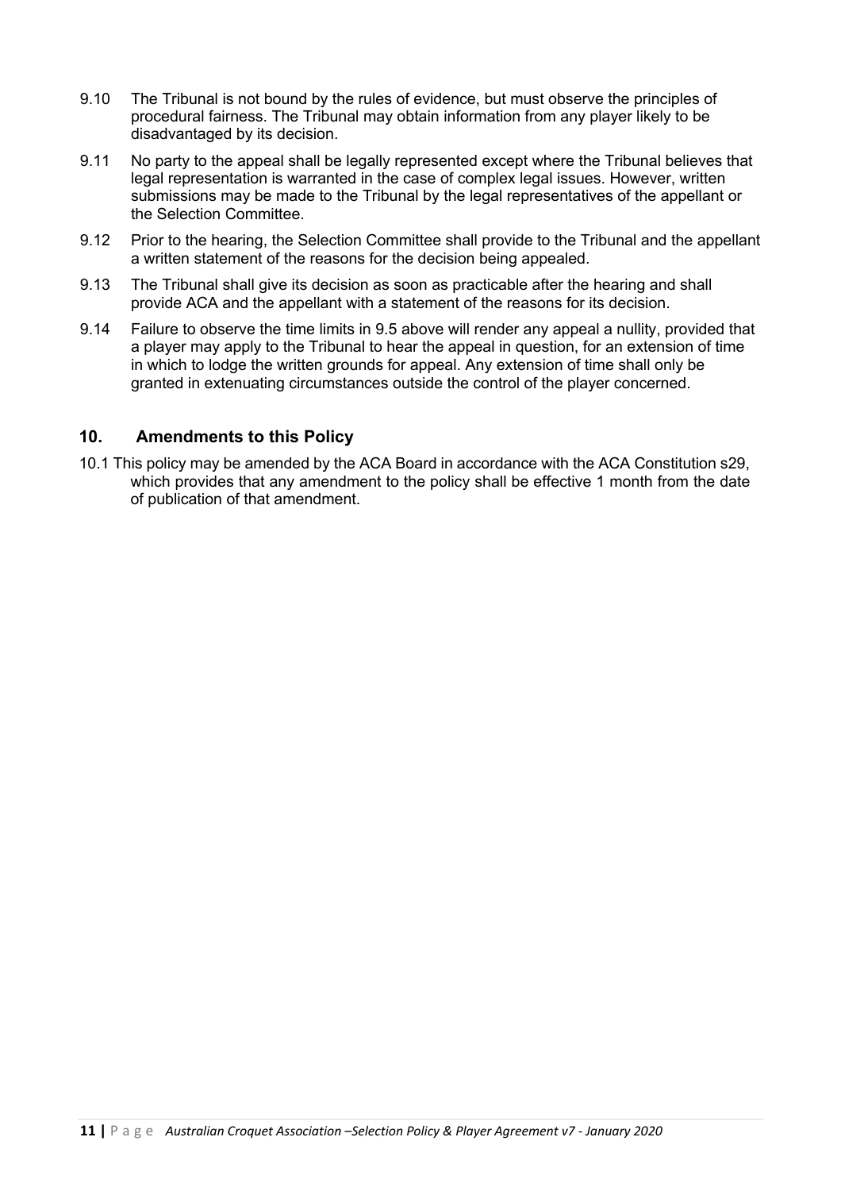9.10 The Tribunal is not bound by the rules of evidence, but must observe the principles of procedural fairness. The Tribunal may obtain information from any player likely to be disadvantaged by its decision.

9.11 No party to the appeal shall be legally represented except where the Tribunal believes that legal representation is warranted in the case of complex legal issues. However, written submissions may be made to the Tribunal by the legal representatives of the appellant or the Selection Committee.

9.12 Prior to the hearing, the Selection Committee shall provide to the Tribunal and the appellant a written statement of the reasons for the decision being appealed.

9.13 The Tribunal shall give its decision as soon as practicable after the hearing and shall provide ACA and the appellant with a statement of the reasons for its decision.

9.14 Failure to observe the time limits in 9.5 above will render any appeal a nullity, provided that a player may apply to the Tribunal to hear the appeal in question, for an extension of time in which to lodge the written grounds for appeal. Any extension of time shall only be granted in extenuating circumstances outside the control of the player concerned.

## 10. Amendments to this Policy

10.1 This policy may be amended by the ACA Board in accordance with the ACA Constitution s29, which provides that any amendment to the policy shall be effective 1 month from the date of publication of that amendment.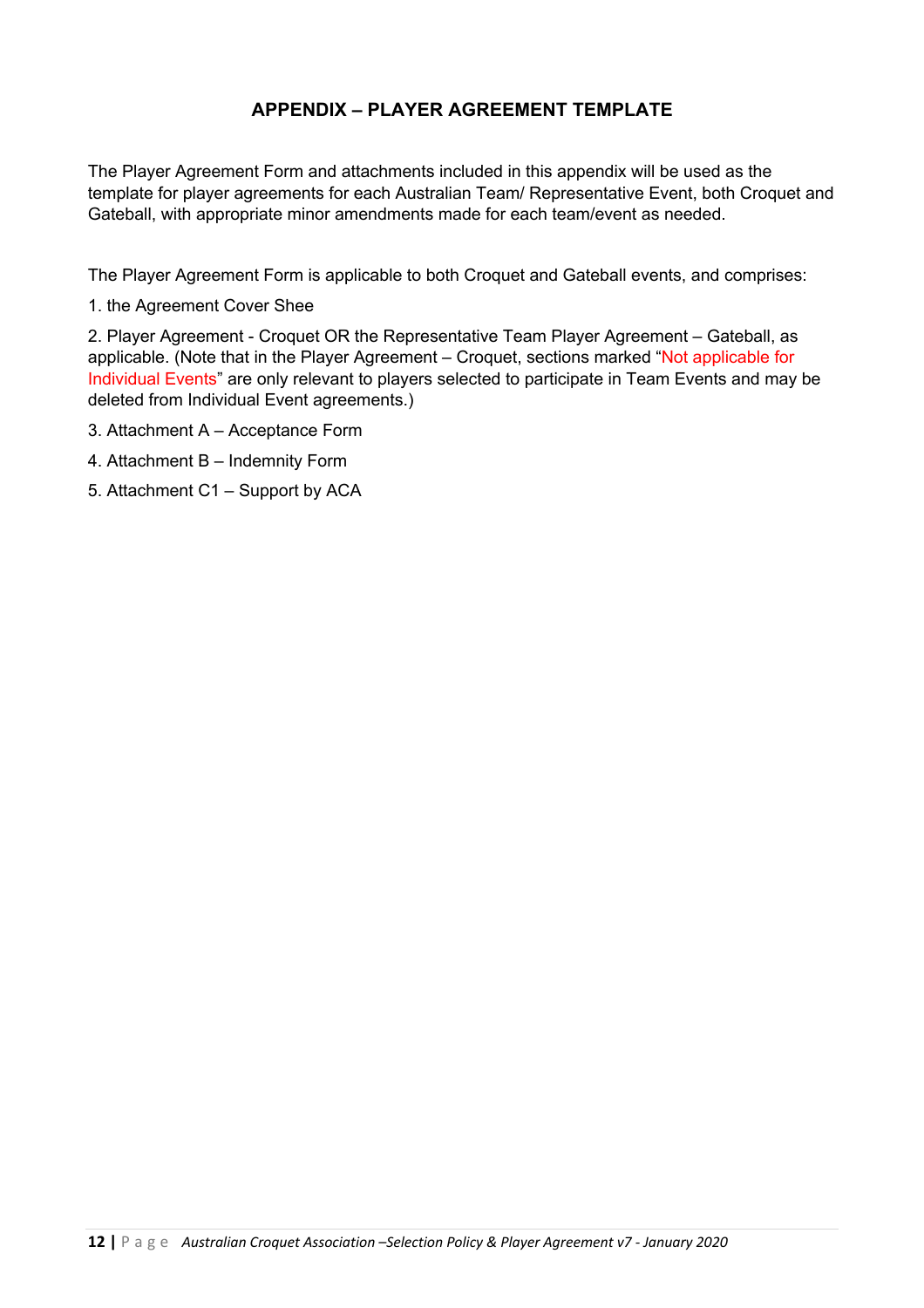## APPENDIX – PLAYER AGREEMENT TEMPLATE

The Player Agreement Form and attachments included in this appendix will be used as the template for player agreements for each Australian Team/ Representative Event, both Croquet and Gateball, with appropriate minor amendments made for each team/event as needed.

The Player Agreement Form is applicable to both Croquet and Gateball events, and comprises:

1. the Agreement Cover Shee

2. Player Agreement - Croquet OR the Representative Team Player Agreement – Gateball, as applicable. (Note that in the Player Agreement – Croquet, sections marked "Not applicable for Individual Events" are only relevant to players selected to participate in Team Events and may be deleted from Individual Event agreements.)

3. Attachment A – Acceptance Form

4. Attachment B – Indemnity Form

5. Attachment C1 – Support by ACA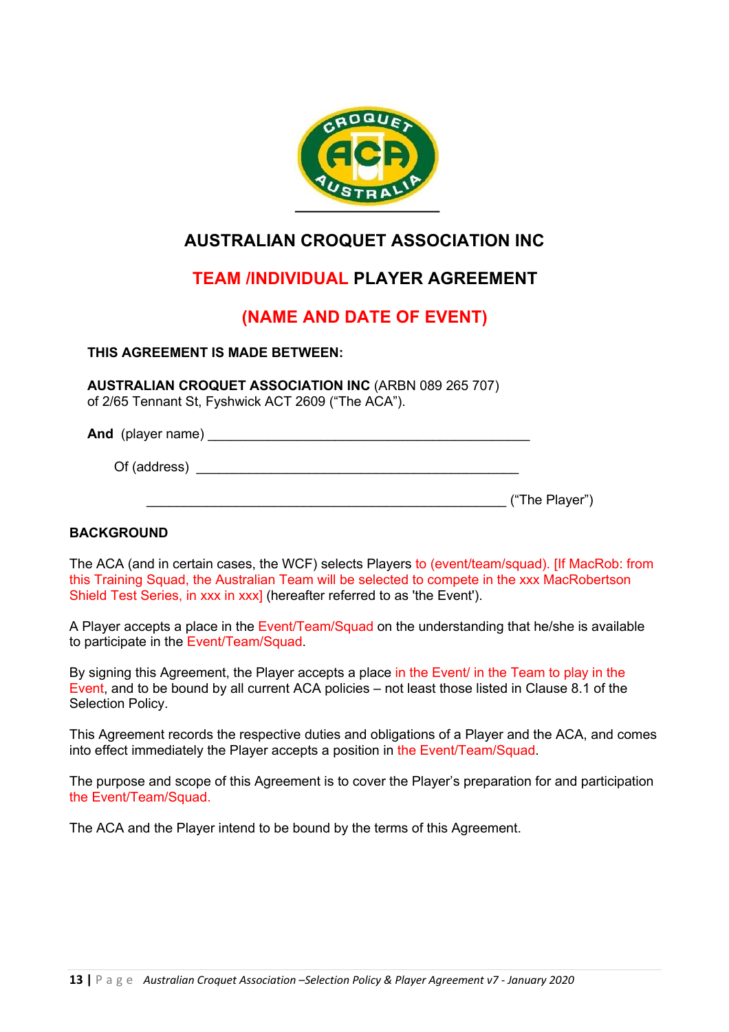# AUSTRALIAN CROQUET ASSOCIATION INC

## TEAM /INDIVIDUAL PLAYER AGREEMENT

## (NAME AND DATE OF EVENT)

**THIS AGREEMENT IS MADE BETWEEN:**

**AUSTRALIAN CROQUET ASSOCIATION INC** (ARBN 089 265 707)
of 2/65 Tennant St, Fyshwick ACT 2609 ("The ACA").

**And** (player name) ____________________________________________

Of (address) ____________________________________________

________________________________________________ ("The Player")

**BACKGROUND**

The ACA (and in certain cases, the WCF) selects Players to (event/team/squad). [If MacRob: from this Training Squad, the Australian Team will be selected to compete in the xxx MacRobertson Shield Test Series, in xxx in xxx] (hereafter referred to as 'the Event').

A Player accepts a place in the Event/Team/Squad on the understanding that he/she is available to participate in the Event/Team/Squad.

By signing this Agreement, the Player accepts a place in the Event/ in the Team to play in the Event, and to be bound by all current ACA policies – not least those listed in Clause 8.1 of the Selection Policy.

This Agreement records the respective duties and obligations of a Player and the ACA, and comes into effect immediately the Player accepts a position in the Event/Team/Squad.

The purpose and scope of this Agreement is to cover the Player's preparation for and participation the Event/Team/Squad.

The ACA and the Player intend to be bound by the terms of this Agreement.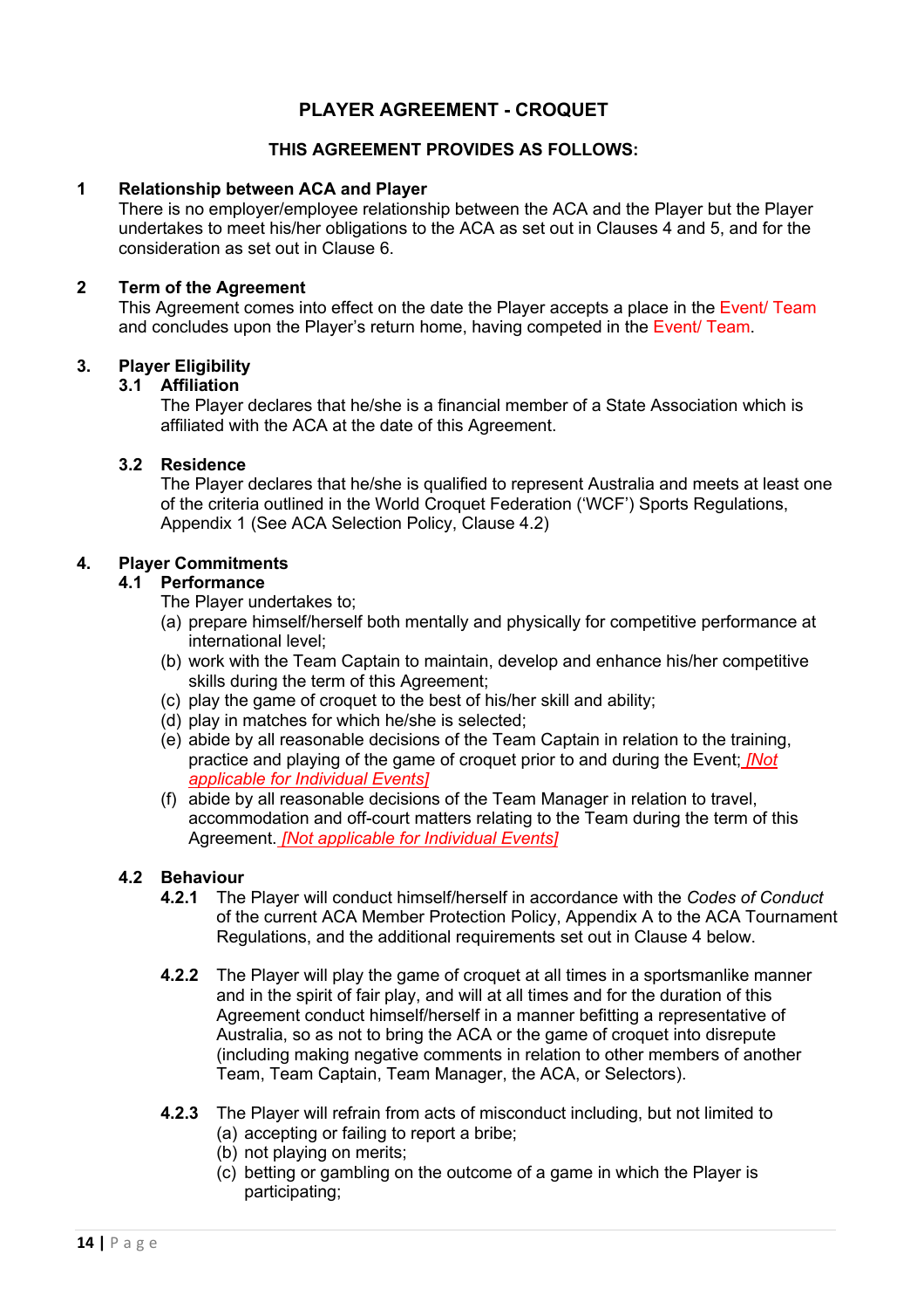# PLAYER AGREEMENT - CROQUET

## THIS AGREEMENT PROVIDES AS FOLLOWS:

### 1 Relationship between ACA and Player

There is no employer/employee relationship between the ACA and the Player but the Player undertakes to meet his/her obligations to the ACA as set out in Clauses 4 and 5, and for the consideration as set out in Clause 6.

### 2 Term of the Agreement

This Agreement comes into effect on the date the Player accepts a place in the Event/ Team and concludes upon the Player's return home, having competed in the Event/ Team.

### 3. Player Eligibility

#### 3.1 Affiliation

The Player declares that he/she is a financial member of a State Association which is affiliated with the ACA at the date of this Agreement.

#### 3.2 Residence

The Player declares that he/she is qualified to represent Australia and meets at least one of the criteria outlined in the World Croquet Federation ('WCF') Sports Regulations, Appendix 1 (See ACA Selection Policy, Clause 4.2)

### 4. Player Commitments

#### 4.1 Performance

The Player undertakes to;

(a) prepare himself/herself both mentally and physically for competitive performance at international level;

(b) work with the Team Captain to maintain, develop and enhance his/her competitive skills during the term of this Agreement;

(c) play the game of croquet to the best of his/her skill and ability;

(d) play in matches for which he/she is selected;

(e) abide by all reasonable decisions of the Team Captain in relation to the training, practice and playing of the game of croquet prior to and during the Event; *[Not applicable for Individual Events]*

(f) abide by all reasonable decisions of the Team Manager in relation to travel, accommodation and off-court matters relating to the Team during the term of this Agreement. *[Not applicable for Individual Events]*

#### 4.2 Behaviour

**4.2.1** The Player will conduct himself/herself in accordance with the *Codes of Conduct* of the current ACA Member Protection Policy, Appendix A to the ACA Tournament Regulations, and the additional requirements set out in Clause 4 below.

**4.2.2** The Player will play the game of croquet at all times in a sportsmanlike manner and in the spirit of fair play, and will at all times and for the duration of this Agreement conduct himself/herself in a manner befitting a representative of Australia, so as not to bring the ACA or the game of croquet into disrepute (including making negative comments in relation to other members of another Team, Team Captain, Team Manager, the ACA, or Selectors).

**4.2.3** The Player will refrain from acts of misconduct including, but not limited to

(a) accepting or failing to report a bribe;

(b) not playing on merits;

(c) betting or gambling on the outcome of a game in which the Player is participating;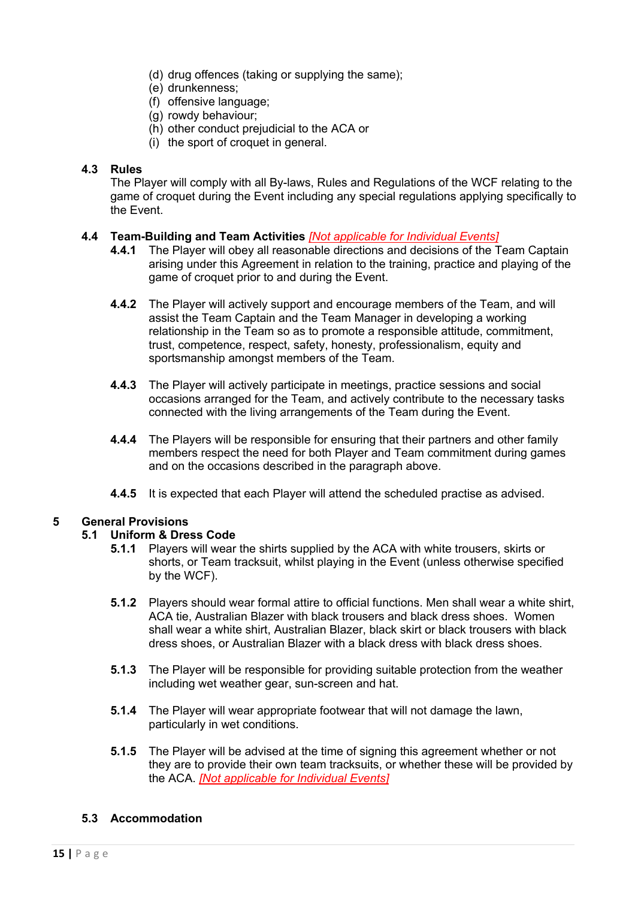(d) drug offences (taking or supplying the same);
(e) drunkenness;
(f) offensive language;
(g) rowdy behaviour;
(h) other conduct prejudicial to the ACA or
(i) the sport of croquet in general.

**4.3 Rules**

The Player will comply with all By-laws, Rules and Regulations of the WCF relating to the game of croquet during the Event including any special regulations applying specifically to the Event.

**4.4 Team-Building and Team Activities** *[Not applicable for Individual Events]*

**4.4.1** The Player will obey all reasonable directions and decisions of the Team Captain arising under this Agreement in relation to the training, practice and playing of the game of croquet prior to and during the Event.

**4.4.2** The Player will actively support and encourage members of the Team, and will assist the Team Captain and the Team Manager in developing a working relationship in the Team so as to promote a responsible attitude, commitment, trust, competence, respect, safety, honesty, professionalism, equity and sportsmanship amongst members of the Team.

**4.4.3** The Player will actively participate in meetings, practice sessions and social occasions arranged for the Team, and actively contribute to the necessary tasks connected with the living arrangements of the Team during the Event.

**4.4.4** The Players will be responsible for ensuring that their partners and other family members respect the need for both Player and Team commitment during games and on the occasions described in the paragraph above.

**4.4.5** It is expected that each Player will attend the scheduled practise as advised.

**5 General Provisions**

**5.1 Uniform & Dress Code**

**5.1.1** Players will wear the shirts supplied by the ACA with white trousers, skirts or shorts, or Team tracksuit, whilst playing in the Event (unless otherwise specified by the WCF).

**5.1.2** Players should wear formal attire to official functions. Men shall wear a white shirt, ACA tie, Australian Blazer with black trousers and black dress shoes. Women shall wear a white shirt, Australian Blazer, black skirt or black trousers with black dress shoes, or Australian Blazer with a black dress with black dress shoes.

**5.1.3** The Player will be responsible for providing suitable protection from the weather including wet weather gear, sun-screen and hat.

**5.1.4** The Player will wear appropriate footwear that will not damage the lawn, particularly in wet conditions.

**5.1.5** The Player will be advised at the time of signing this agreement whether or not they are to provide their own team tracksuits, or whether these will be provided by the ACA. *[Not applicable for Individual Events]*

**5.3 Accommodation**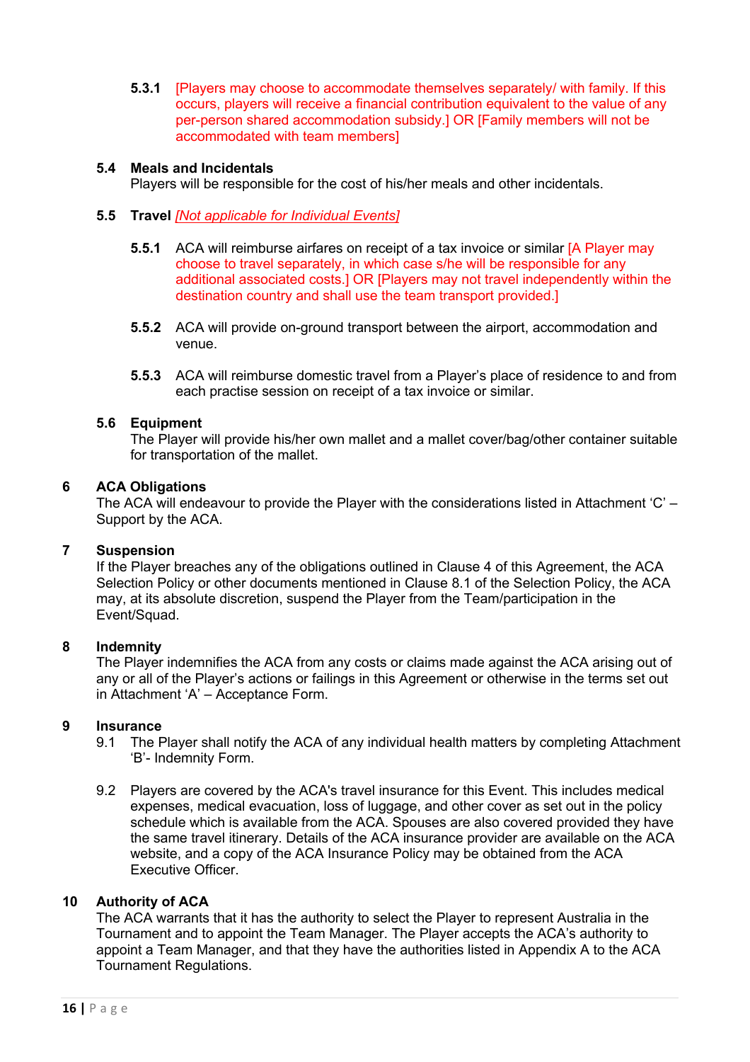**5.3.1** [Players may choose to accommodate themselves separately/ with family. If this occurs, players will receive a financial contribution equivalent to the value of any per-person shared accommodation subsidy.] OR [Family members will not be accommodated with team members]

### 5.4 Meals and Incidentals

Players will be responsible for the cost of his/her meals and other incidentals.

### 5.5 Travel *[Not applicable for Individual Events]*

**5.5.1** ACA will reimburse airfares on receipt of a tax invoice or similar [A Player may choose to travel separately, in which case s/he will be responsible for any additional associated costs.] OR [Players may not travel independently within the destination country and shall use the team transport provided.]

**5.5.2** ACA will provide on-ground transport between the airport, accommodation and venue.

**5.5.3** ACA will reimburse domestic travel from a Player's place of residence to and from each practise session on receipt of a tax invoice or similar.

### 5.6 Equipment

The Player will provide his/her own mallet and a mallet cover/bag/other container suitable for transportation of the mallet.

## 6 ACA Obligations

The ACA will endeavour to provide the Player with the considerations listed in Attachment 'C' – Support by the ACA.

## 7 Suspension

If the Player breaches any of the obligations outlined in Clause 4 of this Agreement, the ACA Selection Policy or other documents mentioned in Clause 8.1 of the Selection Policy, the ACA may, at its absolute discretion, suspend the Player from the Team/participation in the Event/Squad.

## 8 Indemnity

The Player indemnifies the ACA from any costs or claims made against the ACA arising out of any or all of the Player's actions or failings in this Agreement or otherwise in the terms set out in Attachment 'A' – Acceptance Form.

## 9 Insurance

9.1 The Player shall notify the ACA of any individual health matters by completing Attachment 'B'- Indemnity Form.

9.2 Players are covered by the ACA's travel insurance for this Event. This includes medical expenses, medical evacuation, loss of luggage, and other cover as set out in the policy schedule which is available from the ACA. Spouses are also covered provided they have the same travel itinerary. Details of the ACA insurance provider are available on the ACA website, and a copy of the ACA Insurance Policy may be obtained from the ACA Executive Officer.

## 10 Authority of ACA

The ACA warrants that it has the authority to select the Player to represent Australia in the Tournament and to appoint the Team Manager. The Player accepts the ACA's authority to appoint a Team Manager, and that they have the authorities listed in Appendix A to the ACA Tournament Regulations.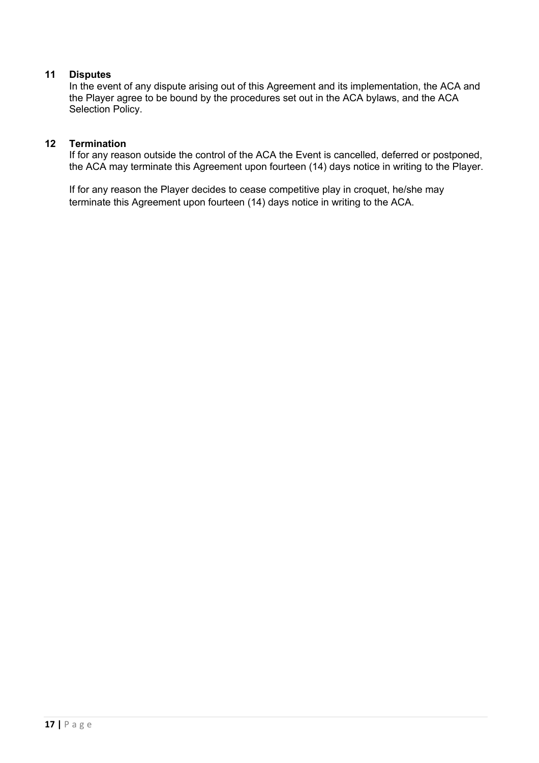**11 Disputes**

In the event of any dispute arising out of this Agreement and its implementation, the ACA and the Player agree to be bound by the procedures set out in the ACA bylaws, and the ACA Selection Policy.

**12 Termination**

If for any reason outside the control of the ACA the Event is cancelled, deferred or postponed, the ACA may terminate this Agreement upon fourteen (14) days notice in writing to the Player.

If for any reason the Player decides to cease competitive play in croquet, he/she may terminate this Agreement upon fourteen (14) days notice in writing to the ACA.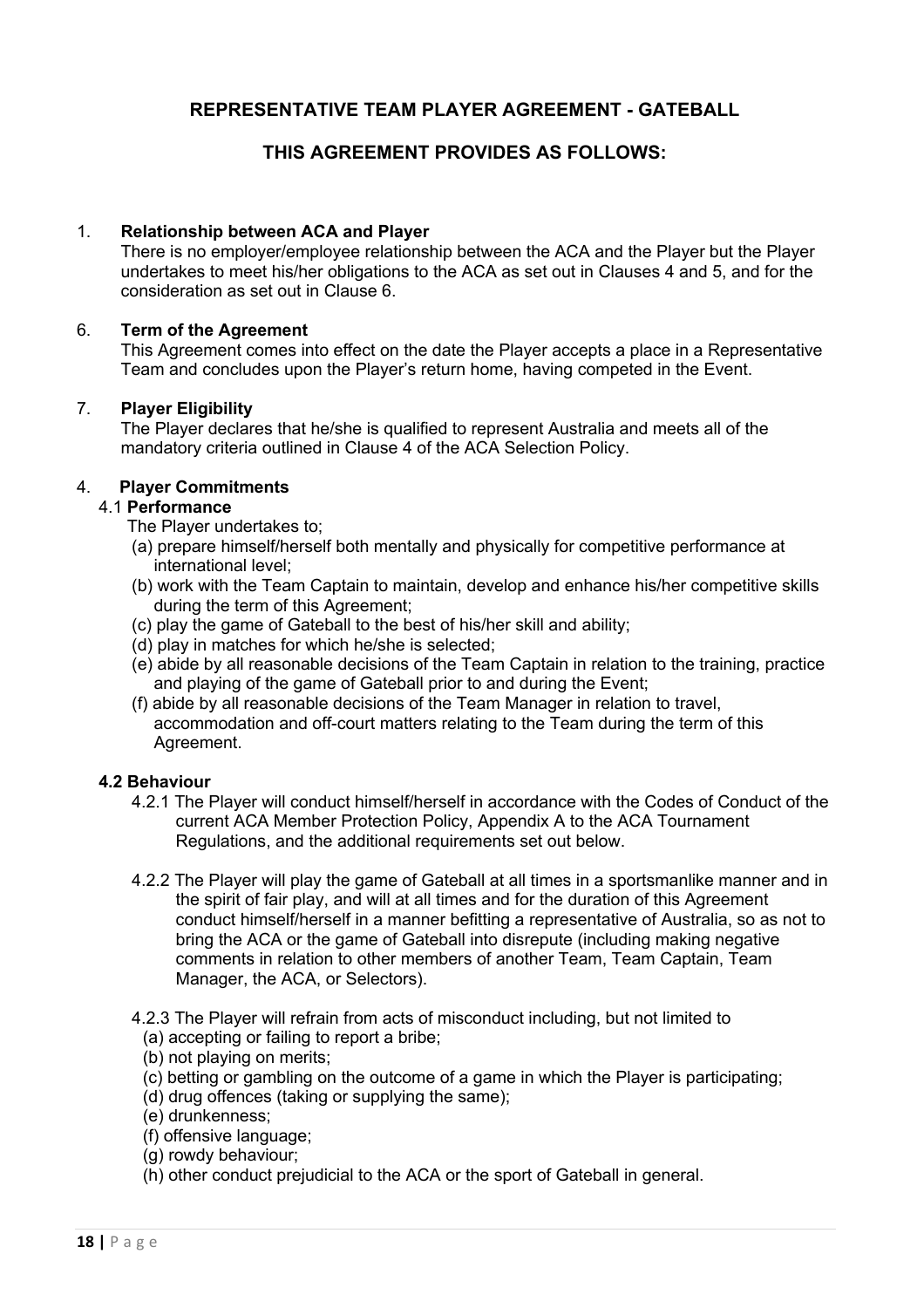## REPRESENTATIVE TEAM PLAYER AGREEMENT - GATEBALL

## THIS AGREEMENT PROVIDES AS FOLLOWS:

1. **Relationship between ACA and Player**

   There is no employer/employee relationship between the ACA and the Player but the Player undertakes to meet his/her obligations to the ACA as set out in Clauses 4 and 5, and for the consideration as set out in Clause 6.

6. **Term of the Agreement**

   This Agreement comes into effect on the date the Player accepts a place in a Representative Team and concludes upon the Player's return home, having competed in the Event.

7. **Player Eligibility**

   The Player declares that he/she is qualified to represent Australia and meets all of the mandatory criteria outlined in Clause 4 of the ACA Selection Policy.

4. **Player Commitments**

   4.1 **Performance**

   The Player undertakes to;

   (a) prepare himself/herself both mentally and physically for competitive performance at international level;

   (b) work with the Team Captain to maintain, develop and enhance his/her competitive skills during the term of this Agreement;

   (c) play the game of Gateball to the best of his/her skill and ability;

   (d) play in matches for which he/she is selected;

   (e) abide by all reasonable decisions of the Team Captain in relation to the training, practice and playing of the game of Gateball prior to and during the Event;

   (f) abide by all reasonable decisions of the Team Manager in relation to travel, accommodation and off-court matters relating to the Team during the term of this Agreement.

   **4.2 Behaviour**

   4.2.1 The Player will conduct himself/herself in accordance with the Codes of Conduct of the current ACA Member Protection Policy, Appendix A to the ACA Tournament Regulations, and the additional requirements set out below.

   4.2.2 The Player will play the game of Gateball at all times in a sportsmanlike manner and in the spirit of fair play, and will at all times and for the duration of this Agreement conduct himself/herself in a manner befitting a representative of Australia, so as not to bring the ACA or the game of Gateball into disrepute (including making negative comments in relation to other members of another Team, Team Captain, Team Manager, the ACA, or Selectors).

   4.2.3 The Player will refrain from acts of misconduct including, but not limited to

   (a) accepting or failing to report a bribe;

   (b) not playing on merits;

   (c) betting or gambling on the outcome of a game in which the Player is participating;

   (d) drug offences (taking or supplying the same);

   (e) drunkenness;

   (f) offensive language;

   (g) rowdy behaviour;

   (h) other conduct prejudicial to the ACA or the sport of Gateball in general.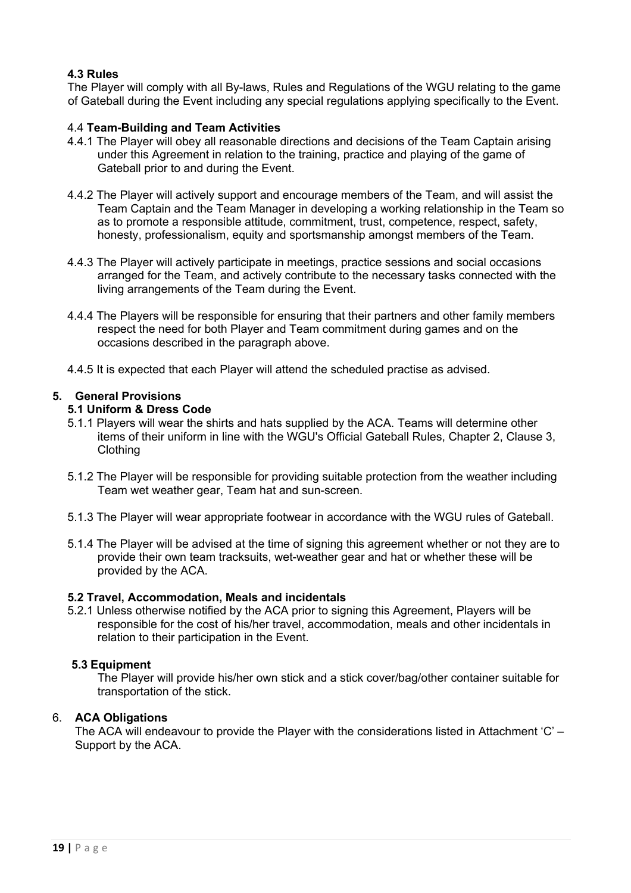**4.3 Rules**

The Player will comply with all By-laws, Rules and Regulations of the WGU relating to the game of Gateball during the Event including any special regulations applying specifically to the Event.

4.4 **Team-Building and Team Activities**

4.4.1 The Player will obey all reasonable directions and decisions of the Team Captain arising under this Agreement in relation to the training, practice and playing of the game of Gateball prior to and during the Event.

4.4.2 The Player will actively support and encourage members of the Team, and will assist the Team Captain and the Team Manager in developing a working relationship in the Team so as to promote a responsible attitude, commitment, trust, competence, respect, safety, honesty, professionalism, equity and sportsmanship amongst members of the Team.

4.4.3 The Player will actively participate in meetings, practice sessions and social occasions arranged for the Team, and actively contribute to the necessary tasks connected with the living arrangements of the Team during the Event.

4.4.4 The Players will be responsible for ensuring that their partners and other family members respect the need for both Player and Team commitment during games and on the occasions described in the paragraph above.

4.4.5 It is expected that each Player will attend the scheduled practise as advised.

## 5. General Provisions

**5.1 Uniform & Dress Code**

5.1.1 Players will wear the shirts and hats supplied by the ACA. Teams will determine other items of their uniform in line with the WGU's Official Gateball Rules, Chapter 2, Clause 3, Clothing

5.1.2 The Player will be responsible for providing suitable protection from the weather including Team wet weather gear, Team hat and sun-screen.

5.1.3 The Player will wear appropriate footwear in accordance with the WGU rules of Gateball.

5.1.4 The Player will be advised at the time of signing this agreement whether or not they are to provide their own team tracksuits, wet-weather gear and hat or whether these will be provided by the ACA.

**5.2 Travel, Accommodation, Meals and incidentals**

5.2.1 Unless otherwise notified by the ACA prior to signing this Agreement, Players will be responsible for the cost of his/her travel, accommodation, meals and other incidentals in relation to their participation in the Event.

**5.3 Equipment**

The Player will provide his/her own stick and a stick cover/bag/other container suitable for transportation of the stick.

## 6. ACA Obligations

The ACA will endeavour to provide the Player with the considerations listed in Attachment 'C' – Support by the ACA.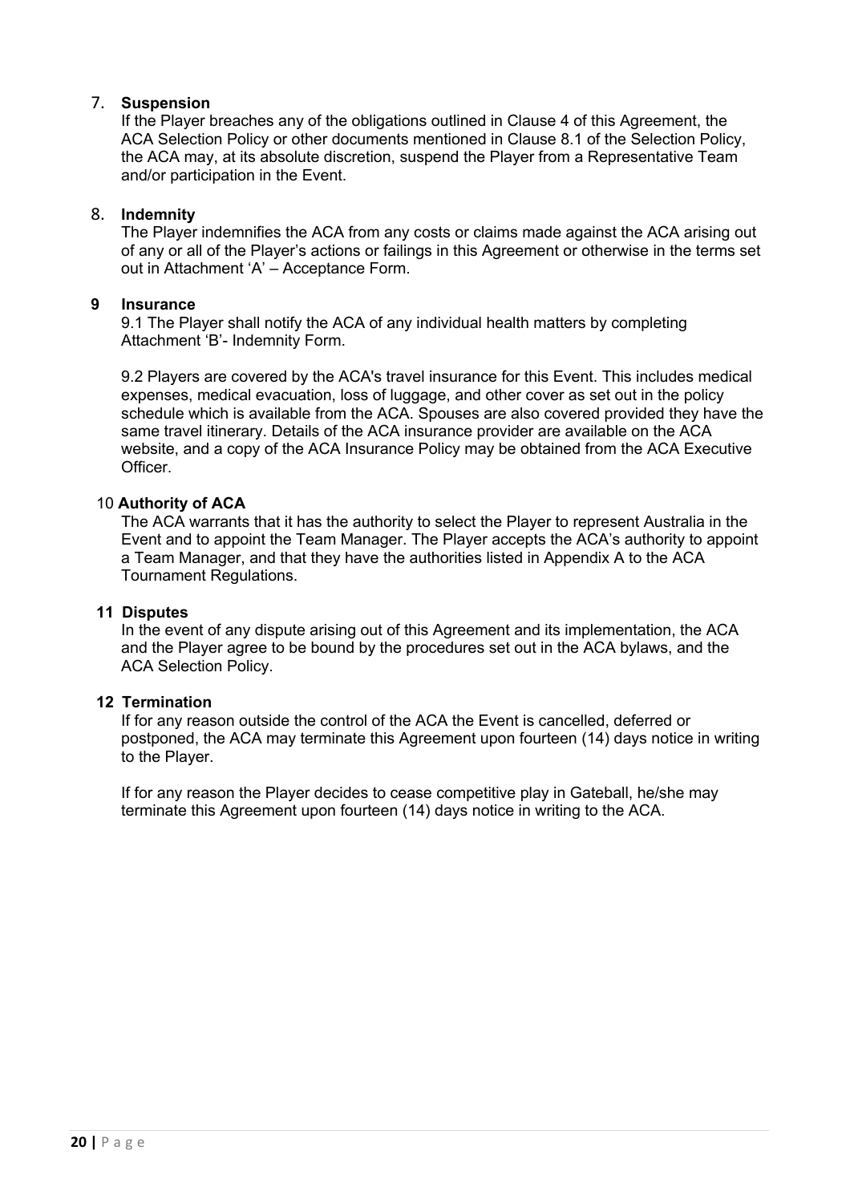## 7. Suspension

If the Player breaches any of the obligations outlined in Clause 4 of this Agreement, the ACA Selection Policy or other documents mentioned in Clause 8.1 of the Selection Policy, the ACA may, at its absolute discretion, suspend the Player from a Representative Team and/or participation in the Event.

## 8. Indemnity

The Player indemnifies the ACA from any costs or claims made against the ACA arising out of any or all of the Player's actions or failings in this Agreement or otherwise in the terms set out in Attachment 'A' – Acceptance Form.

## 9 Insurance

9.1 The Player shall notify the ACA of any individual health matters by completing Attachment 'B'- Indemnity Form.

9.2 Players are covered by the ACA's travel insurance for this Event. This includes medical expenses, medical evacuation, loss of luggage, and other cover as set out in the policy schedule which is available from the ACA. Spouses are also covered provided they have the same travel itinerary. Details of the ACA insurance provider are available on the ACA website, and a copy of the ACA Insurance Policy may be obtained from the ACA Executive Officer.

## 10 Authority of ACA

The ACA warrants that it has the authority to select the Player to represent Australia in the Event and to appoint the Team Manager. The Player accepts the ACA's authority to appoint a Team Manager, and that they have the authorities listed in Appendix A to the ACA Tournament Regulations.

## 11 Disputes

In the event of any dispute arising out of this Agreement and its implementation, the ACA and the Player agree to be bound by the procedures set out in the ACA bylaws, and the ACA Selection Policy.

## 12 Termination

If for any reason outside the control of the ACA the Event is cancelled, deferred or postponed, the ACA may terminate this Agreement upon fourteen (14) days notice in writing to the Player.

If for any reason the Player decides to cease competitive play in Gateball, he/she may terminate this Agreement upon fourteen (14) days notice in writing to the ACA.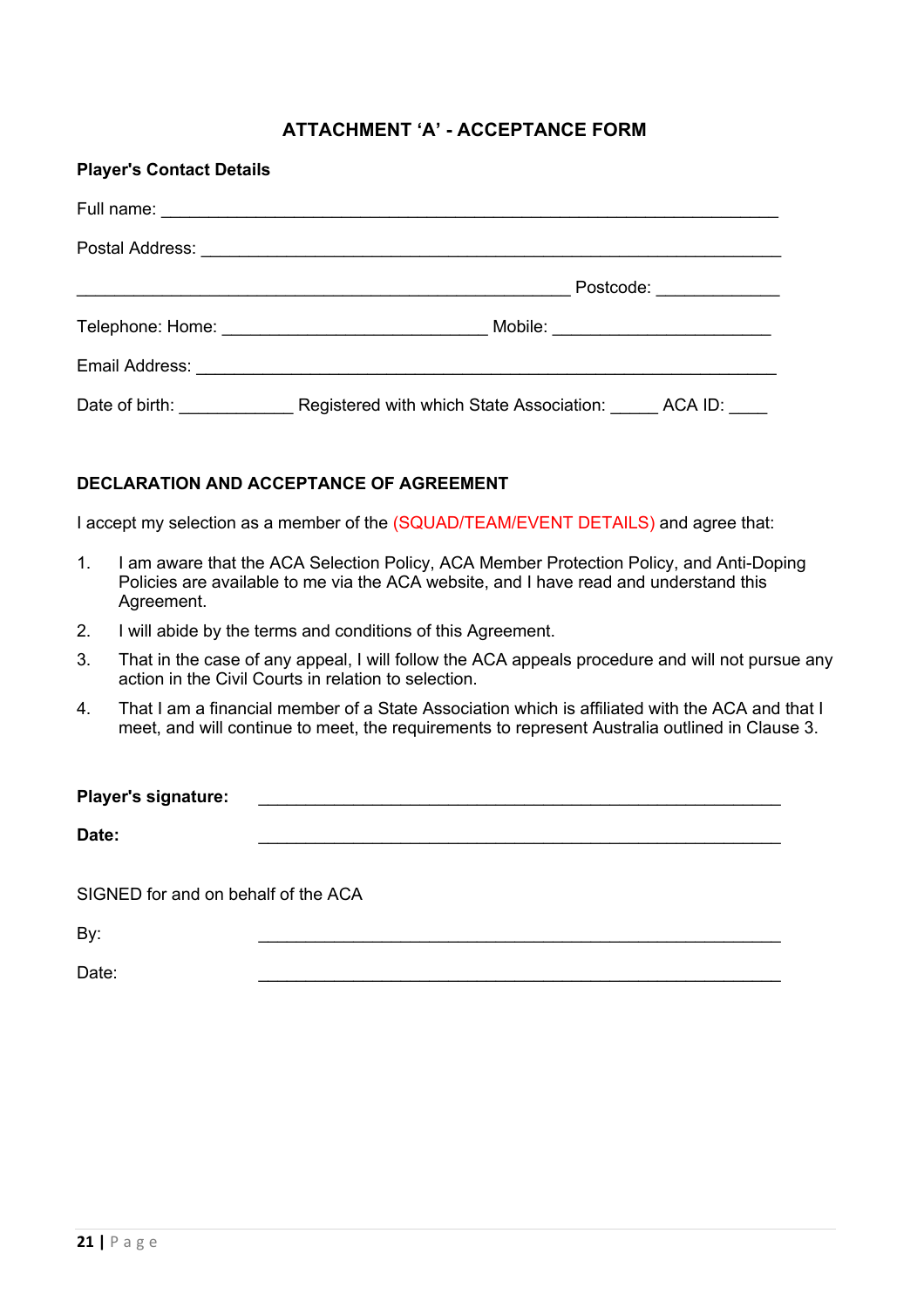## ATTACHMENT 'A' - ACCEPTANCE FORM

**Player's Contact Details**

Full name: ___________________________________________________________________

Postal Address: _______________________________________________________________

___________________________________________________ Postcode: _____________

Telephone: Home: ____________________________ Mobile: _______________________

Email Address: ________________________________________________________________

Date of birth: ____________ Registered with which State Association: _____ ACA ID: ____

**DECLARATION AND ACCEPTANCE OF AGREEMENT**

I accept my selection as a member of the (SQUAD/TEAM/EVENT DETAILS) and agree that:

1. I am aware that the ACA Selection Policy, ACA Member Protection Policy, and Anti-Doping Policies are available to me via the ACA website, and I have read and understand this Agreement.
2. I will abide by the terms and conditions of this Agreement.
3. That in the case of any appeal, I will follow the ACA appeals procedure and will not pursue any action in the Civil Courts in relation to selection.
4. That I am a financial member of a State Association which is affiliated with the ACA and that I meet, and will continue to meet, the requirements to represent Australia outlined in Clause 3.

**Player's signature:** _______________________________________________________

**Date:** _______________________________________________________

SIGNED for and on behalf of the ACA

By: _______________________________________________________

Date: _______________________________________________________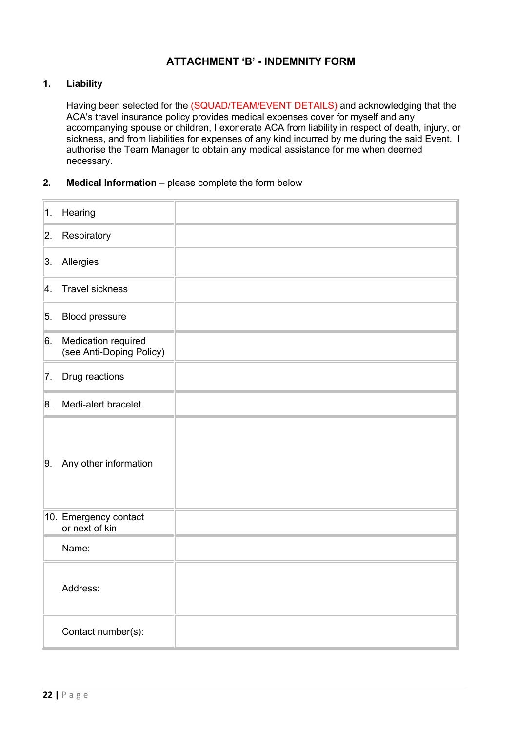## ATTACHMENT 'B' - INDEMNITY FORM

**1. Liability**

Having been selected for the (SQUAD/TEAM/EVENT DETAILS) and acknowledging that the ACA's travel insurance policy provides medical expenses cover for myself and any accompanying spouse or children, I exonerate ACA from liability in respect of death, injury, or sickness, and from liabilities for expenses of any kind incurred by me during the said Event. I authorise the Team Manager to obtain any medical assistance for me when deemed necessary.

**2. Medical Information** – please complete the form below

| | |
|---|---|
| 1. Hearing | |
| 2. Respiratory | |
| 3. Allergies | |
| 4. Travel sickness | |
| 5. Blood pressure | |
| 6. Medication required (see Anti-Doping Policy) | |
| 7. Drug reactions | |
| 8. Medi-alert bracelet | |
| 9. Any other information | |
| 10. Emergency contact or next of kin | |
| Name: | |
| Address: | |
| Contact number(s): | |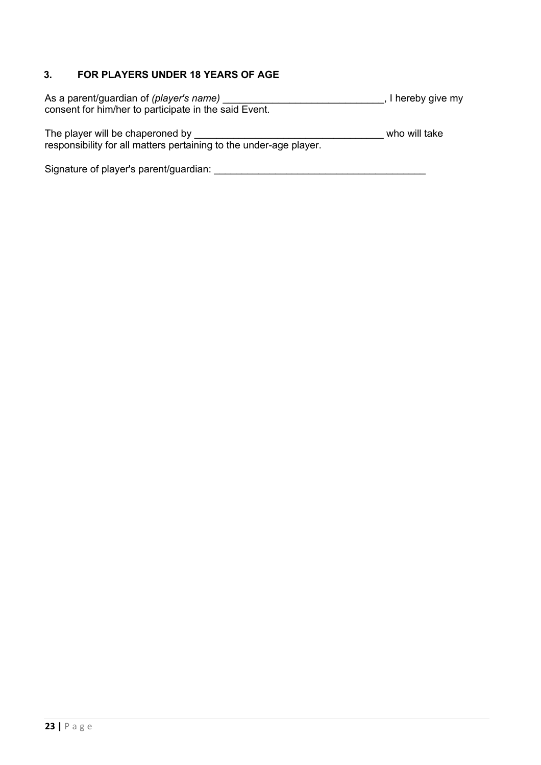### 3. FOR PLAYERS UNDER 18 YEARS OF AGE

As a parent/guardian of *(player's name)* ____________________________, I hereby give my consent for him/her to participate in the said Event.

The player will be chaperoned by _________________________________ who will take responsibility for all matters pertaining to the under-age player.

Signature of player's parent/guardian: _____________________________________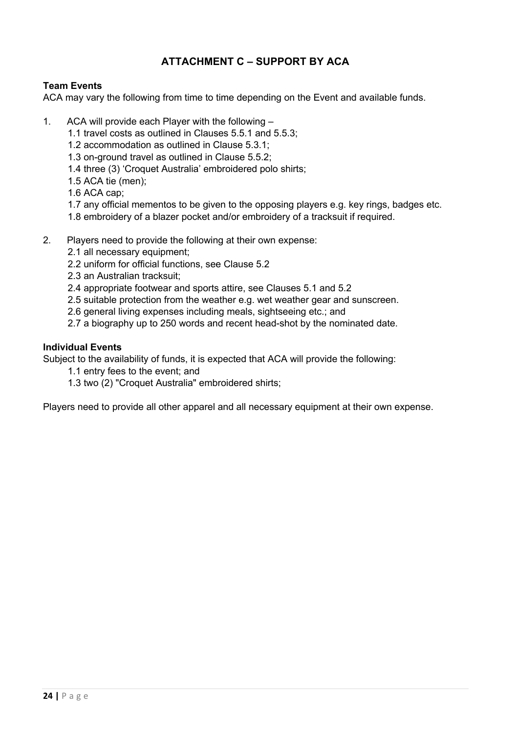# ATTACHMENT C – SUPPORT BY ACA

**Team Events**

ACA may vary the following from time to time depending on the Event and available funds.

1. ACA will provide each Player with the following –
   - 1.1 travel costs as outlined in Clauses 5.5.1 and 5.5.3;
   - 1.2 accommodation as outlined in Clause 5.3.1;
   - 1.3 on-ground travel as outlined in Clause 5.5.2;
   - 1.4 three (3) 'Croquet Australia' embroidered polo shirts;
   - 1.5 ACA tie (men);
   - 1.6 ACA cap;
   - 1.7 any official mementos to be given to the opposing players e.g. key rings, badges etc.
   - 1.8 embroidery of a blazer pocket and/or embroidery of a tracksuit if required.

2. Players need to provide the following at their own expense:
   - 2.1 all necessary equipment;
   - 2.2 uniform for official functions, see Clause 5.2
   - 2.3 an Australian tracksuit;
   - 2.4 appropriate footwear and sports attire, see Clauses 5.1 and 5.2
   - 2.5 suitable protection from the weather e.g. wet weather gear and sunscreen.
   - 2.6 general living expenses including meals, sightseeing etc.; and
   - 2.7 a biography up to 250 words and recent head-shot by the nominated date.

**Individual Events**

Subject to the availability of funds, it is expected that ACA will provide the following:

- 1.1 entry fees to the event; and
- 1.3 two (2) "Croquet Australia" embroidered shirts;

Players need to provide all other apparel and all necessary equipment at their own expense.